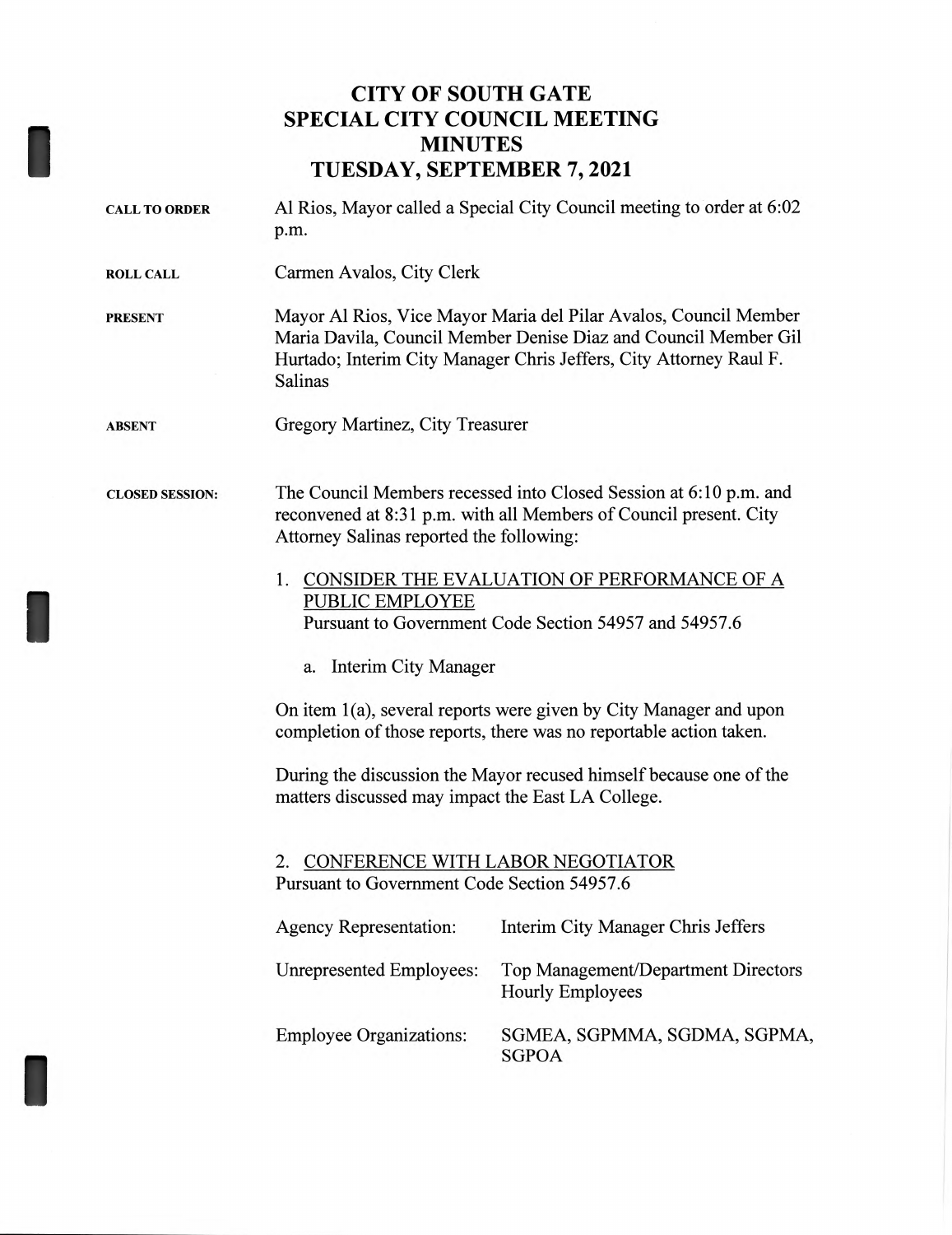# CITY OF SOUTH GATE
# SPECIAL CITY COUNCIL MEETING
# MINUTES
# TUESDAY, SEPTEMBER 7, 2021

**CALL TO ORDER**

Al Rios, Mayor called a Special City Council meeting to order at 6:02 p.m.

**ROLL CALL**

Carmen Avalos, City Clerk

**PRESENT**

Mayor Al Rios, Vice Mayor Maria del Pilar Avalos, Council Member Maria Davila, Council Member Denise Diaz and Council Member Gil Hurtado; Interim City Manager Chris Jeffers, City Attorney Raul F. Salinas

**ABSENT**

Gregory Martinez, City Treasurer

**CLOSED SESSION:**

The Council Members recessed into Closed Session at 6:10 p.m. and reconvened at 8:31 p.m. with all Members of Council present. City Attorney Salinas reported the following:

1. <u>CONSIDER THE EVALUATION OF PERFORMANCE OF A PUBLIC EMPLOYEE</u>
   Pursuant to Government Code Section 54957 and 54957.6

   a. Interim City Manager

On item 1(a), several reports were given by City Manager and upon completion of those reports, there was no reportable action taken.

During the discussion the Mayor recused himself because one of the matters discussed may impact the East LA College.

2. <u>CONFERENCE WITH LABOR NEGOTIATOR</u>
   Pursuant to Government Code Section 54957.6

| | |
|---|---|
| Agency Representation: | Interim City Manager Chris Jeffers |
| Unrepresented Employees: | Top Management/Department Directors<br>Hourly Employees |
| Employee Organizations: | SGMEA, SGPMMA, SGDMA, SGPMA, SGPOA |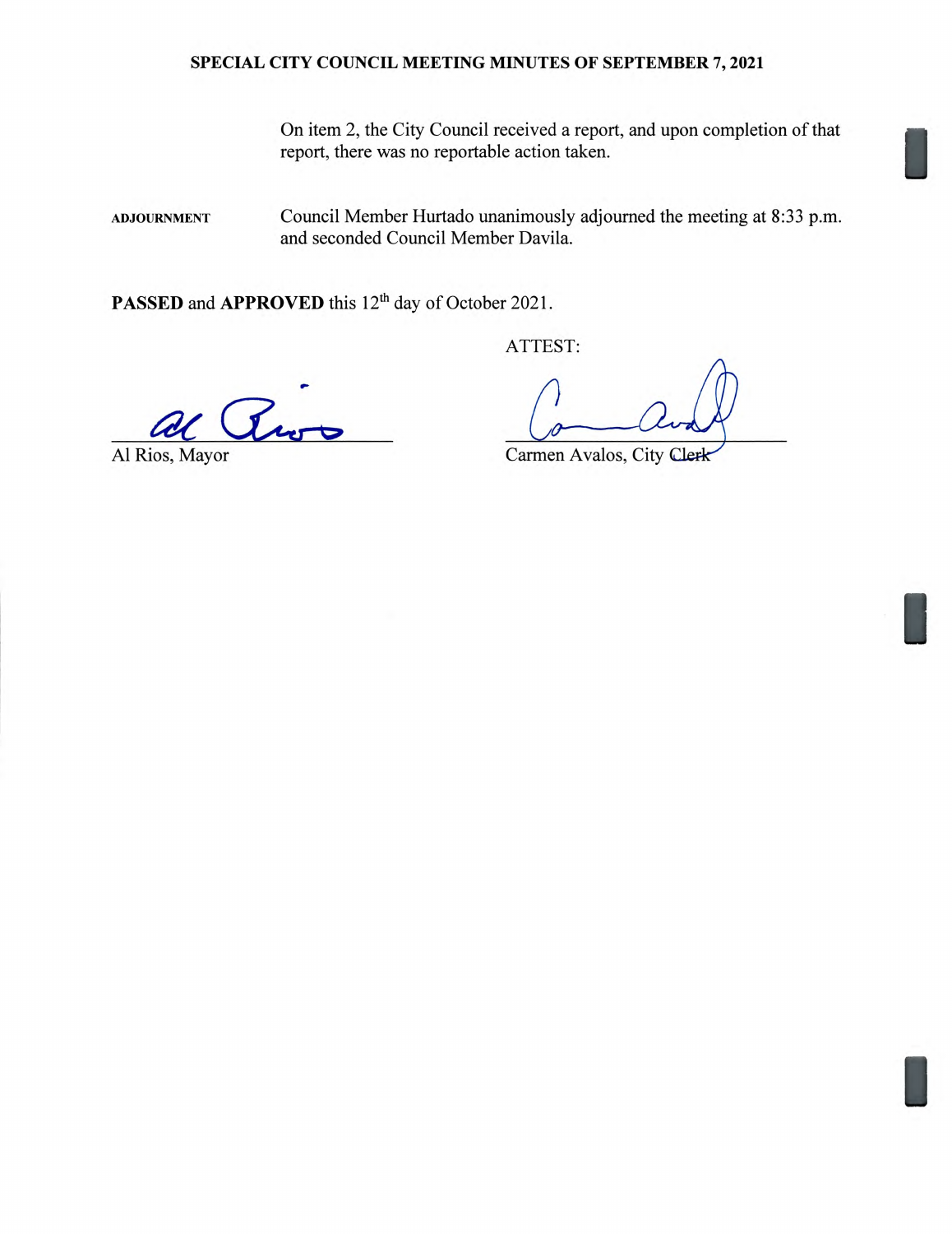On item 2, the City Council received a report, and upon completion of that report, there was no reportable action taken.

**ADJOURNMENT** Council Member Hurtado unanimously adjourned the meeting at 8:33 p.m. and seconded Council Member Davila.

**PASSED** and **APPROVED** this 12th day of October 2021.

ATTEST:

Al Rios, Mayor

Carmen Avalos, City Clerk